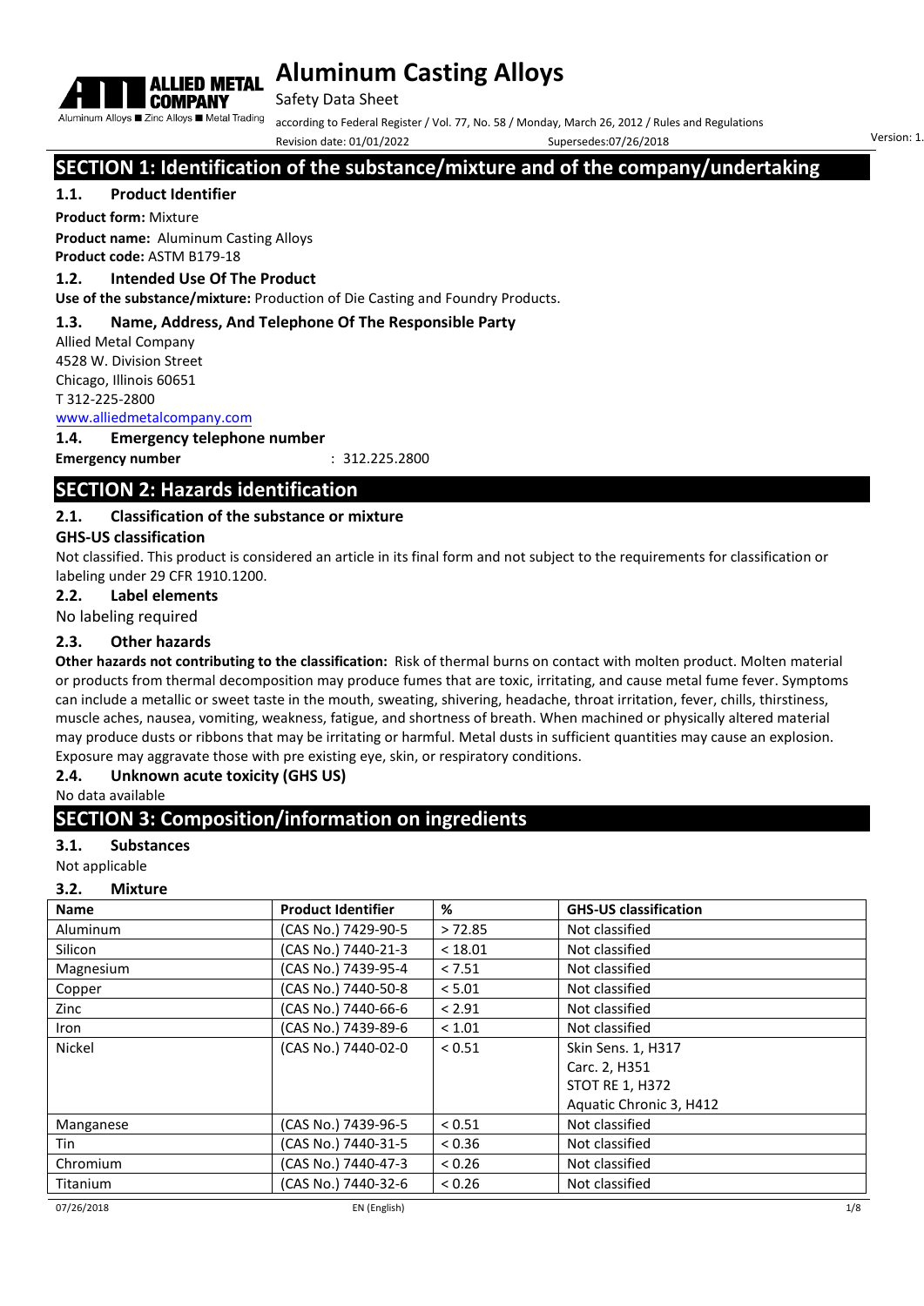# Aluminum Casting Alloys

Safety Data Sheet

according to Federal Register / Vol. 77, No. 58 / Monday, March 26, 2012 / Rules and Regulations

Revision date: 01/01/2022 Supersedes:07/26/2018 Version: 1.

## SECTION 1: Identification of the substance/mixture and of the company/undertaking

### 1.1. Product Identifier

**Product form:** Mixture

**Product name:** Aluminum Casting Alloys

**Product code:** ASTM B179-18

### 1.2. Intended Use Of The Product

**Use of the substance/mixture:** Production of Die Casting and Foundry Products.

### 1.3. Name, Address, And Telephone Of The Responsible Party

Allied Metal Company
4528 W. Division Street
Chicago, Illinois 60651
T 312-225-2800
www.alliedmetalcompany.com

### 1.4. Emergency telephone number

**Emergency number** : 312.225.2800

## SECTION 2: Hazards identification

### 2.1. Classification of the substance or mixture

**GHS-US classification**

Not classified. This product is considered an article in its final form and not subject to the requirements for classification or labeling under 29 CFR 1910.1200.

### 2.2. Label elements

No labeling required

### 2.3. Other hazards

**Other hazards not contributing to the classification:** Risk of thermal burns on contact with molten product. Molten material or products from thermal decomposition may produce fumes that are toxic, irritating, and cause metal fume fever. Symptoms can include a metallic or sweet taste in the mouth, sweating, shivering, headache, throat irritation, fever, chills, thirstiness, muscle aches, nausea, vomiting, weakness, fatigue, and shortness of breath. When machined or physically altered material may produce dusts or ribbons that may be irritating or harmful. Metal dusts in sufficient quantities may cause an explosion. Exposure may aggravate those with pre existing eye, skin, or respiratory conditions.

### 2.4. Unknown acute toxicity (GHS US)

No data available

## SECTION 3: Composition/information on ingredients

### 3.1. Substances

Not applicable

### 3.2. Mixture

| Name | Product Identifier | % | GHS-US classification |
|---|---|---|---|
| Aluminum | (CAS No.) 7429-90-5 | > 72.85 | Not classified |
| Silicon | (CAS No.) 7440-21-3 | < 18.01 | Not classified |
| Magnesium | (CAS No.) 7439-95-4 | < 7.51 | Not classified |
| Copper | (CAS No.) 7440-50-8 | < 5.01 | Not classified |
| Zinc | (CAS No.) 7440-66-6 | < 2.91 | Not classified |
| Iron | (CAS No.) 7439-89-6 | < 1.01 | Not classified |
| Nickel | (CAS No.) 7440-02-0 | < 0.51 | Skin Sens. 1, H317<br>Carc. 2, H351<br>STOT RE 1, H372<br>Aquatic Chronic 3, H412 |
| Manganese | (CAS No.) 7439-96-5 | < 0.51 | Not classified |
| Tin | (CAS No.) 7440-31-5 | < 0.36 | Not classified |
| Chromium | (CAS No.) 7440-47-3 | < 0.26 | Not classified |
| Titanium | (CAS No.) 7440-32-6 | < 0.26 | Not classified |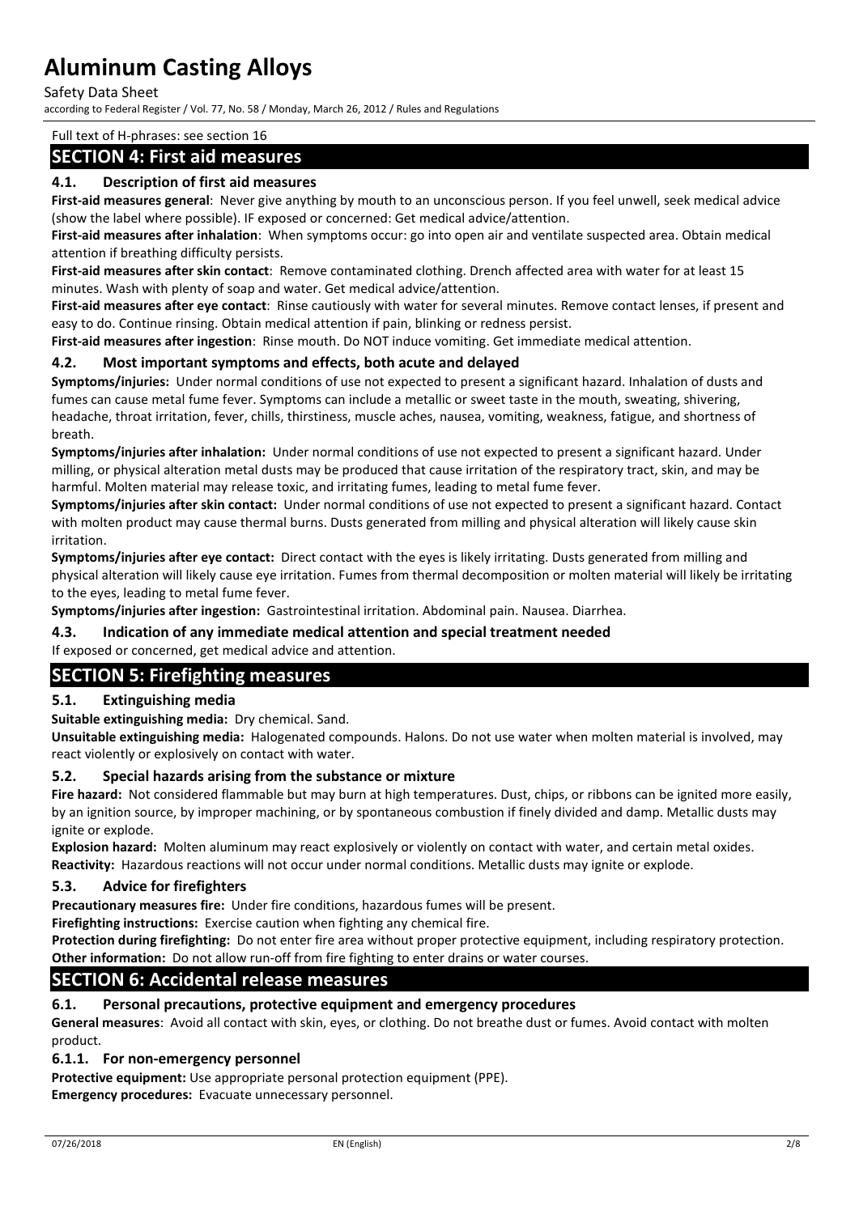Full text of H-phrases: see section 16

## SECTION 4: First aid measures

### 4.1. Description of first aid measures

**First-aid measures general**: Never give anything by mouth to an unconscious person. If you feel unwell, seek medical advice (show the label where possible). IF exposed or concerned: Get medical advice/attention.

**First-aid measures after inhalation**: When symptoms occur: go into open air and ventilate suspected area. Obtain medical attention if breathing difficulty persists.

**First-aid measures after skin contact**: Remove contaminated clothing. Drench affected area with water for at least 15 minutes. Wash with plenty of soap and water. Get medical advice/attention.

**First-aid measures after eye contact**: Rinse cautiously with water for several minutes. Remove contact lenses, if present and easy to do. Continue rinsing. Obtain medical attention if pain, blinking or redness persist.

**First-aid measures after ingestion**: Rinse mouth. Do NOT induce vomiting. Get immediate medical attention.

### 4.2. Most important symptoms and effects, both acute and delayed

**Symptoms/injuries:** Under normal conditions of use not expected to present a significant hazard. Inhalation of dusts and fumes can cause metal fume fever. Symptoms can include a metallic or sweet taste in the mouth, sweating, shivering, headache, throat irritation, fever, chills, thirstiness, muscle aches, nausea, vomiting, weakness, fatigue, and shortness of breath.

**Symptoms/injuries after inhalation:** Under normal conditions of use not expected to present a significant hazard. Under milling, or physical alteration metal dusts may be produced that cause irritation of the respiratory tract, skin, and may be harmful. Molten material may release toxic, and irritating fumes, leading to metal fume fever.

**Symptoms/injuries after skin contact:** Under normal conditions of use not expected to present a significant hazard. Contact with molten product may cause thermal burns. Dusts generated from milling and physical alteration will likely cause skin irritation.

**Symptoms/injuries after eye contact:** Direct contact with the eyes is likely irritating. Dusts generated from milling and physical alteration will likely cause eye irritation. Fumes from thermal decomposition or molten material will likely be irritating to the eyes, leading to metal fume fever.

**Symptoms/injuries after ingestion:** Gastrointestinal irritation. Abdominal pain. Nausea. Diarrhea.

### 4.3. Indication of any immediate medical attention and special treatment needed

If exposed or concerned, get medical advice and attention.

## SECTION 5: Firefighting measures

### 5.1. Extinguishing media

**Suitable extinguishing media:** Dry chemical. Sand.

**Unsuitable extinguishing media:** Halogenated compounds. Halons. Do not use water when molten material is involved, may react violently or explosively on contact with water.

### 5.2. Special hazards arising from the substance or mixture

**Fire hazard:** Not considered flammable but may burn at high temperatures. Dust, chips, or ribbons can be ignited more easily, by an ignition source, by improper machining, or by spontaneous combustion if finely divided and damp. Metallic dusts may ignite or explode.

**Explosion hazard:** Molten aluminum may react explosively or violently on contact with water, and certain metal oxides.

**Reactivity:** Hazardous reactions will not occur under normal conditions. Metallic dusts may ignite or explode.

### 5.3. Advice for firefighters

**Precautionary measures fire:** Under fire conditions, hazardous fumes will be present.

**Firefighting instructions:** Exercise caution when fighting any chemical fire.

**Protection during firefighting:** Do not enter fire area without proper protective equipment, including respiratory protection.

**Other information:** Do not allow run-off from fire fighting to enter drains or water courses.

## SECTION 6: Accidental release measures

### 6.1. Personal precautions, protective equipment and emergency procedures

**General measures**: Avoid all contact with skin, eyes, or clothing. Do not breathe dust or fumes. Avoid contact with molten product.

#### 6.1.1. For non-emergency personnel

**Protective equipment:** Use appropriate personal protection equipment (PPE).

**Emergency procedures:** Evacuate unnecessary personnel.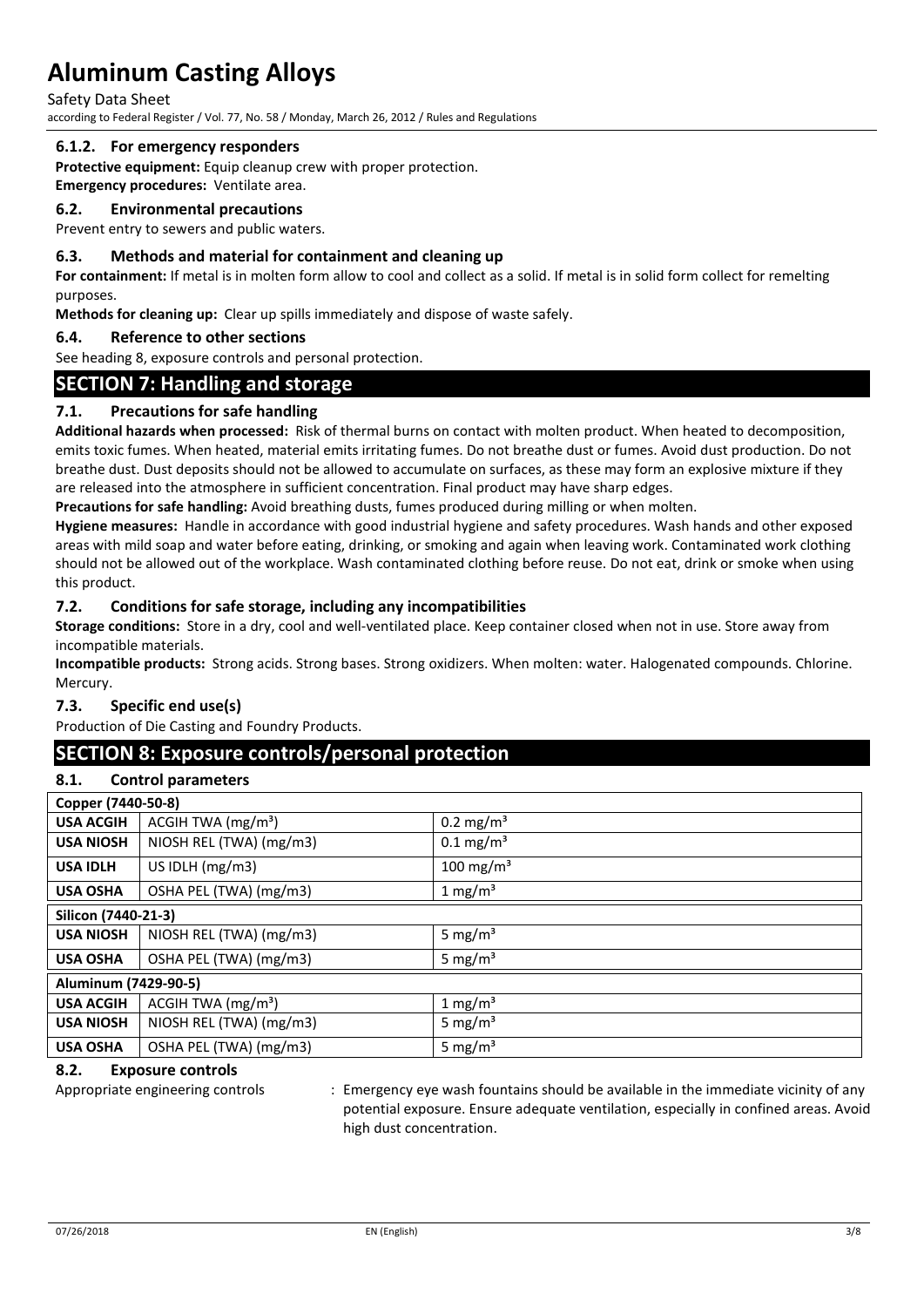#### 6.1.2. For emergency responders

**Protective equipment:** Equip cleanup crew with proper protection.

**Emergency procedures:** Ventilate area.

### 6.2. Environmental precautions

Prevent entry to sewers and public waters.

### 6.3. Methods and material for containment and cleaning up

**For containment:** If metal is in molten form allow to cool and collect as a solid. If metal is in solid form collect for remelting purposes.

**Methods for cleaning up:** Clear up spills immediately and dispose of waste safely.

### 6.4. Reference to other sections

See heading 8, exposure controls and personal protection.

## SECTION 7: Handling and storage

### 7.1. Precautions for safe handling

**Additional hazards when processed:** Risk of thermal burns on contact with molten product. When heated to decomposition, emits toxic fumes. When heated, material emits irritating fumes. Do not breathe dust or fumes. Avoid dust production. Do not breathe dust. Dust deposits should not be allowed to accumulate on surfaces, as these may form an explosive mixture if they are released into the atmosphere in sufficient concentration. Final product may have sharp edges.

**Precautions for safe handling:** Avoid breathing dusts, fumes produced during milling or when molten.

**Hygiene measures:** Handle in accordance with good industrial hygiene and safety procedures. Wash hands and other exposed areas with mild soap and water before eating, drinking, or smoking and again when leaving work. Contaminated work clothing should not be allowed out of the workplace. Wash contaminated clothing before reuse. Do not eat, drink or smoke when using this product.

### 7.2. Conditions for safe storage, including any incompatibilities

**Storage conditions:** Store in a dry, cool and well-ventilated place. Keep container closed when not in use. Store away from incompatible materials.

**Incompatible products:** Strong acids. Strong bases. Strong oxidizers. When molten: water. Halogenated compounds. Chlorine. Mercury.

### 7.3. Specific end use(s)

Production of Die Casting and Foundry Products.

## SECTION 8: Exposure controls/personal protection

### 8.1. Control parameters

| Copper (7440-50-8) | | |
|---|---|---|
| **USA ACGIH** | ACGIH TWA ($mg/m^3$) | 0.2 $mg/m^3$ |
| **USA NIOSH** | NIOSH REL (TWA) (mg/m3) | 0.1 $mg/m^3$ |
| **USA IDLH** | US IDLH (mg/m3) | 100 $mg/m^3$ |
| **USA OSHA** | OSHA PEL (TWA) (mg/m3) | 1 $mg/m^3$ |
| **Silicon (7440-21-3)** | | |
| **USA NIOSH** | NIOSH REL (TWA) (mg/m3) | 5 $mg/m^3$ |
| **USA OSHA** | OSHA PEL (TWA) (mg/m3) | 5 $mg/m^3$ |
| **Aluminum (7429-90-5)** | | |
| **USA ACGIH** | ACGIH TWA ($mg/m^3$) | 1 $mg/m^3$ |
| **USA NIOSH** | NIOSH REL (TWA) (mg/m3) | 5 $mg/m^3$ |
| **USA OSHA** | OSHA PEL (TWA) (mg/m3) | 5 $mg/m^3$ |

### 8.2. Exposure controls

Appropriate engineering controls : Emergency eye wash fountains should be available in the immediate vicinity of any potential exposure. Ensure adequate ventilation, especially in confined areas. Avoid high dust concentration.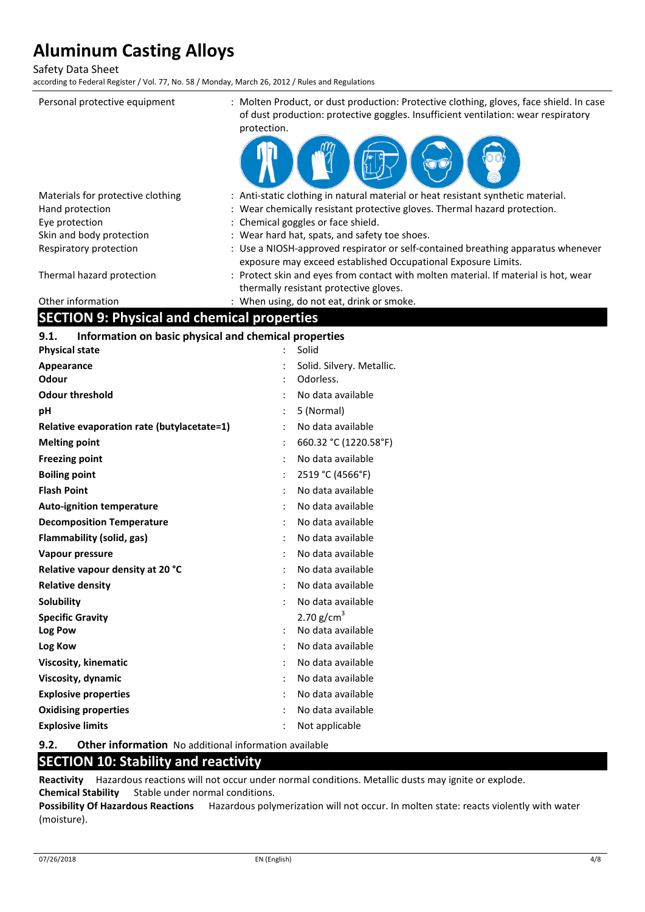| | |
|---|---|
| Personal protective equipment | : Molten Product, or dust production: Protective clothing, gloves, face shield. In case of dust production: protective goggles. Insufficient ventilation: wear respiratory protection. |
| Materials for protective clothing | : Anti-static clothing in natural material or heat resistant synthetic material. |
| Hand protection | : Wear chemically resistant protective gloves. Thermal hazard protection. |
| Eye protection | : Chemical goggles or face shield. |
| Skin and body protection | : Wear hard hat, spats, and safety toe shoes. |
| Respiratory protection | : Use a NIOSH-approved respirator or self-contained breathing apparatus whenever exposure may exceed established Occupational Exposure Limits. |
| Thermal hazard protection | : Protect skin and eyes from contact with molten material. If material is hot, wear thermally resistant protective gloves. |
| Other information | : When using, do not eat, drink or smoke. |

## SECTION 9: Physical and chemical properties

### 9.1. Information on basic physical and chemical properties

| | |
|---|---|
| **Physical state** | : Solid |
| **Appearance** | : Solid. Silvery. Metallic. |
| **Odour** | : Odorless. |
| **Odour threshold** | : No data available |
| **pH** | : 5 (Normal) |
| **Relative evaporation rate (butylacetate=1)** | : No data available |
| **Melting point** | : 660.32 °C (1220.58°F) |
| **Freezing point** | : No data available |
| **Boiling point** | : 2519 °C (4566°F) |
| **Flash Point** | : No data available |
| **Auto-ignition temperature** | : No data available |
| **Decomposition Temperature** | : No data available |
| **Flammability (solid, gas)** | : No data available |
| **Vapour pressure** | : No data available |
| **Relative vapour density at 20 °C** | : No data available |
| **Relative density** | : No data available |
| **Solubility** | : No data available |
| **Specific Gravity** | 2.70 g/cm$^3$ |
| **Log Pow** | : No data available |
| **Log Kow** | : No data available |
| **Viscosity, kinematic** | : No data available |
| **Viscosity, dynamic** | : No data available |
| **Explosive properties** | : No data available |
| **Oxidising properties** | : No data available |
| **Explosive limits** | : Not applicable |

### 9.2. Other information

No additional information available

## SECTION 10: Stability and reactivity

**Reactivity** Hazardous reactions will not occur under normal conditions. Metallic dusts may ignite or explode.

**Chemical Stability** Stable under normal conditions.

**Possibility Of Hazardous Reactions** Hazardous polymerization will not occur. In molten state: reacts violently with water (moisture).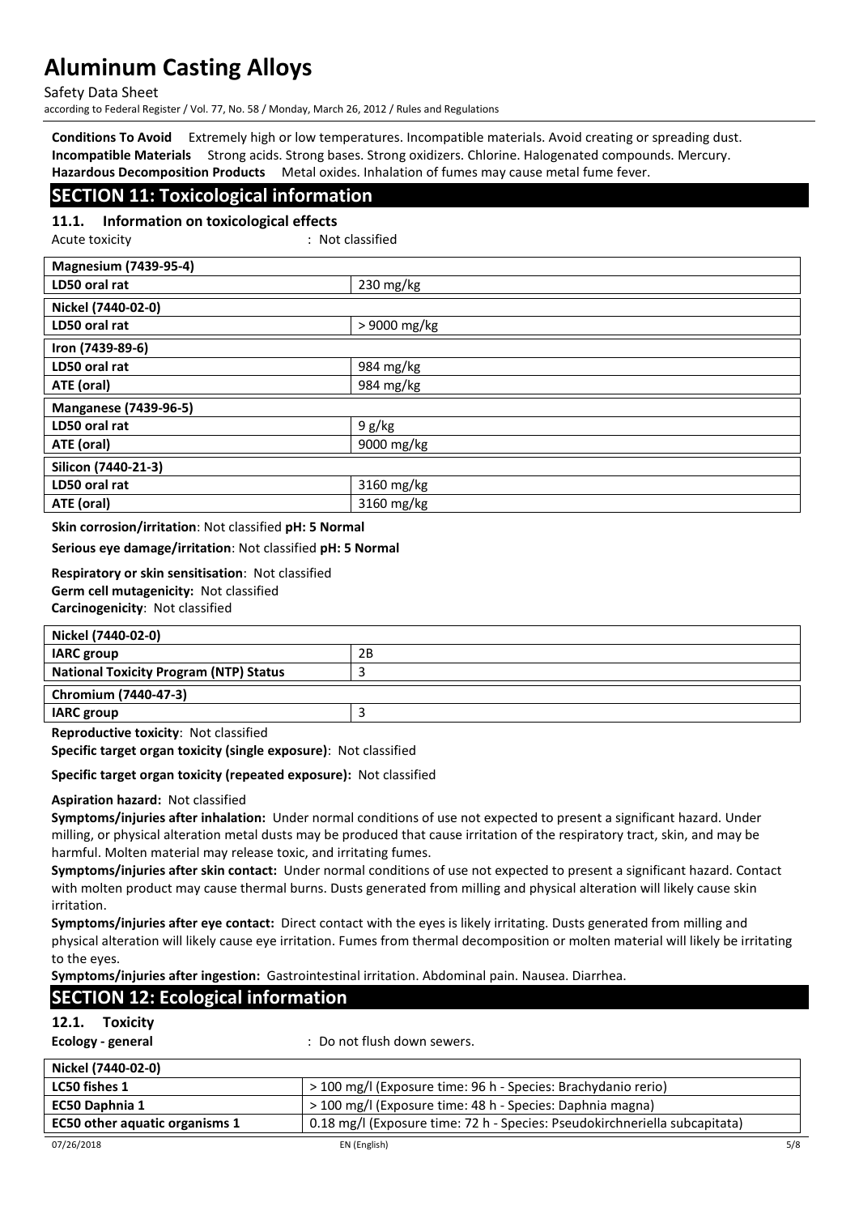**Conditions To Avoid** Extremely high or low temperatures. Incompatible materials. Avoid creating or spreading dust.
**Incompatible Materials** Strong acids. Strong bases. Strong oxidizers. Chlorine. Halogenated compounds. Mercury.
**Hazardous Decomposition Products** Metal oxides. Inhalation of fumes may cause metal fume fever.

## SECTION 11: Toxicological information

### 11.1. Information on toxicological effects

Acute toxicity : Not classified

| Magnesium (7439-95-4) | |
|---|---|
| LD50 oral rat | 230 mg/kg |
| **Nickel (7440-02-0)** | |
| LD50 oral rat | > 9000 mg/kg |
| **Iron (7439-89-6)** | |
| LD50 oral rat | 984 mg/kg |
| ATE (oral) | 984 mg/kg |
| **Manganese (7439-96-5)** | |
| LD50 oral rat | 9 g/kg |
| ATE (oral) | 9000 mg/kg |
| **Silicon (7440-21-3)** | |
| LD50 oral rat | 3160 mg/kg |
| ATE (oral) | 3160 mg/kg |

**Skin corrosion/irritation**: Not classified **pH: 5 Normal**

**Serious eye damage/irritation**: Not classified **pH: 5 Normal**

**Respiratory or skin sensitisation**: Not classified
**Germ cell mutagenicity:** Not classified
**Carcinogenicity**: Not classified

| Nickel (7440-02-0) | |
|---|---|
| IARC group | 2B |
| National Toxicity Program (NTP) Status | 3 |
| **Chromium (7440-47-3)** | |
| IARC group | 3 |

**Reproductive toxicity**: Not classified

**Specific target organ toxicity (single exposure)**: Not classified

**Specific target organ toxicity (repeated exposure):** Not classified

**Aspiration hazard:** Not classified
**Symptoms/injuries after inhalation:** Under normal conditions of use not expected to present a significant hazard. Under milling, or physical alteration metal dusts may be produced that cause irritation of the respiratory tract, skin, and may be harmful. Molten material may release toxic, and irritating fumes.
**Symptoms/injuries after skin contact:** Under normal conditions of use not expected to present a significant hazard. Contact with molten product may cause thermal burns. Dusts generated from milling and physical alteration will likely cause skin irritation.
**Symptoms/injuries after eye contact:** Direct contact with the eyes is likely irritating. Dusts generated from milling and physical alteration will likely cause eye irritation. Fumes from thermal decomposition or molten material will likely be irritating to the eyes.
**Symptoms/injuries after ingestion:** Gastrointestinal irritation. Abdominal pain. Nausea. Diarrhea.

## SECTION 12: Ecological information

### 12.1. Toxicity

**Ecology - general** : Do not flush down sewers.

| Nickel (7440-02-0) | |
|---|---|
| LC50 fishes 1 | > 100 mg/l (Exposure time: 96 h - Species: Brachydanio rerio) |
| EC50 Daphnia 1 | > 100 mg/l (Exposure time: 48 h - Species: Daphnia magna) |
| EC50 other aquatic organisms 1 | 0.18 mg/l (Exposure time: 72 h - Species: Pseudokirchneriella subcapitata) |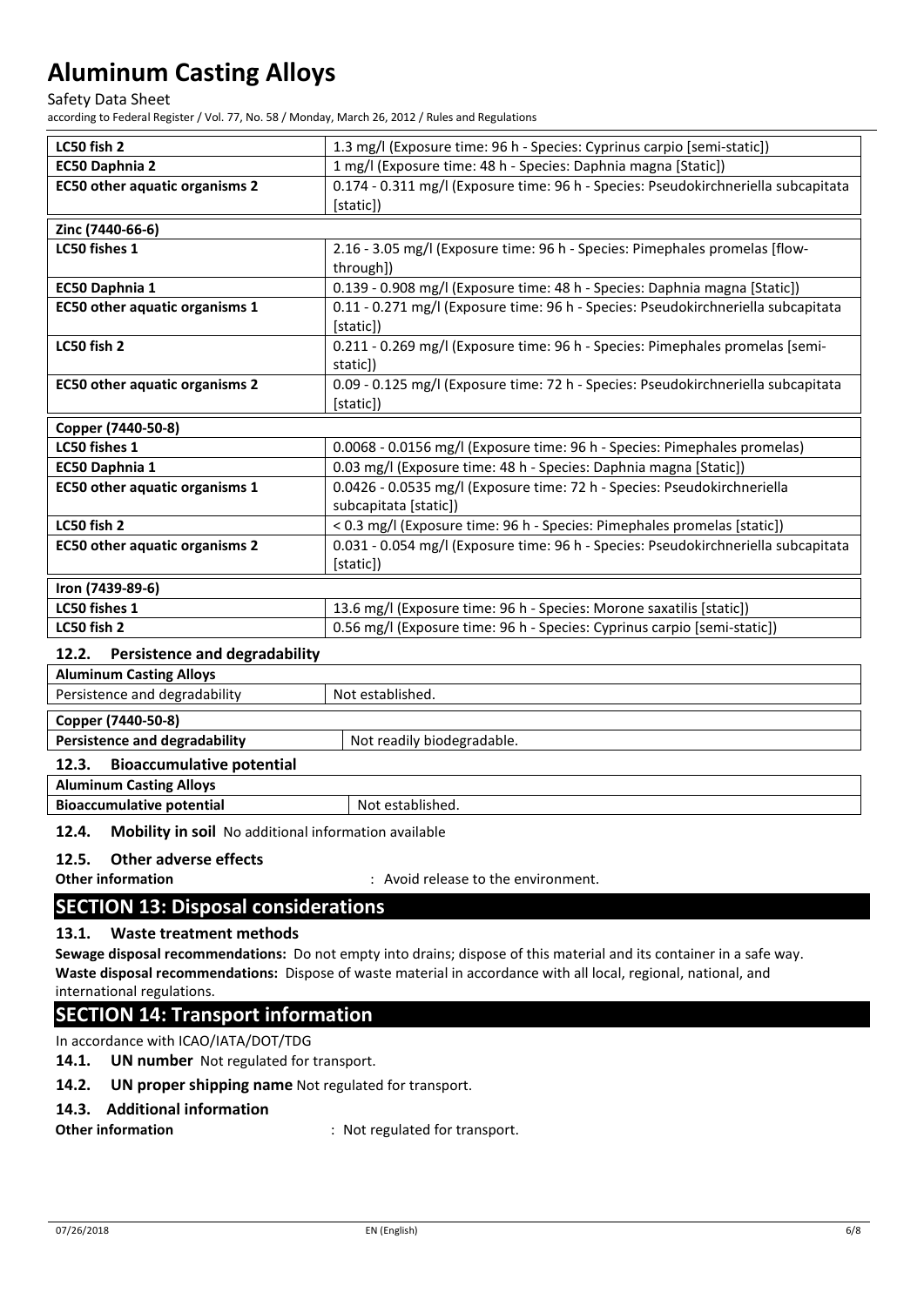| | |
|---|---|
| **LC50 fish 2** | 1.3 mg/l (Exposure time: 96 h - Species: Cyprinus carpio [semi-static]) |
| **EC50 Daphnia 2** | 1 mg/l (Exposure time: 48 h - Species: Daphnia magna [Static]) |
| **EC50 other aquatic organisms 2** | 0.174 - 0.311 mg/l (Exposure time: 96 h - Species: Pseudokirchneriella subcapitata [static]) |

| **Zinc (7440-66-6)** | |
|---|---|
| **LC50 fishes 1** | 2.16 - 3.05 mg/l (Exposure time: 96 h - Species: Pimephales promelas [flow-through]) |
| **EC50 Daphnia 1** | 0.139 - 0.908 mg/l (Exposure time: 48 h - Species: Daphnia magna [Static]) |
| **EC50 other aquatic organisms 1** | 0.11 - 0.271 mg/l (Exposure time: 96 h - Species: Pseudokirchneriella subcapitata [static]) |
| **LC50 fish 2** | 0.211 - 0.269 mg/l (Exposure time: 96 h - Species: Pimephales promelas [semi-static]) |
| **EC50 other aquatic organisms 2** | 0.09 - 0.125 mg/l (Exposure time: 72 h - Species: Pseudokirchneriella subcapitata [static]) |

| **Copper (7440-50-8)** | |
|---|---|
| **LC50 fishes 1** | 0.0068 - 0.0156 mg/l (Exposure time: 96 h - Species: Pimephales promelas) |
| **EC50 Daphnia 1** | 0.03 mg/l (Exposure time: 48 h - Species: Daphnia magna [Static]) |
| **EC50 other aquatic organisms 1** | 0.0426 - 0.0535 mg/l (Exposure time: 72 h - Species: Pseudokirchneriella subcapitata [static]) |
| **LC50 fish 2** | < 0.3 mg/l (Exposure time: 96 h - Species: Pimephales promelas [static]) |
| **EC50 other aquatic organisms 2** | 0.031 - 0.054 mg/l (Exposure time: 96 h - Species: Pseudokirchneriella subcapitata [static]) |

| **Iron (7439-89-6)** | |
|---|---|
| **LC50 fishes 1** | 13.6 mg/l (Exposure time: 96 h - Species: Morone saxatilis [static]) |
| **LC50 fish 2** | 0.56 mg/l (Exposure time: 96 h - Species: Cyprinus carpio [semi-static]) |

### 12.2. Persistence and degradability

| **Aluminum Casting Alloys** | |
|---|---|
| Persistence and degradability | Not established. |

| **Copper (7440-50-8)** | |
|---|---|
| **Persistence and degradability** | Not readily biodegradable. |

### 12.3. Bioaccumulative potential

| **Aluminum Casting Alloys** | |
|---|---|
| **Bioaccumulative potential** | Not established. |

### 12.4. Mobility in soil

No additional information available

### 12.5. Other adverse effects

**Other information** : Avoid release to the environment.

## SECTION 13: Disposal considerations

### 13.1. Waste treatment methods

**Sewage disposal recommendations:** Do not empty into drains; dispose of this material and its container in a safe way.

**Waste disposal recommendations:** Dispose of waste material in accordance with all local, regional, national, and international regulations.

## SECTION 14: Transport information

In accordance with ICAO/IATA/DOT/TDG

**14.1. UN number** Not regulated for transport.

**14.2. UN proper shipping name** Not regulated for transport.

### 14.3. Additional information

**Other information** : Not regulated for transport.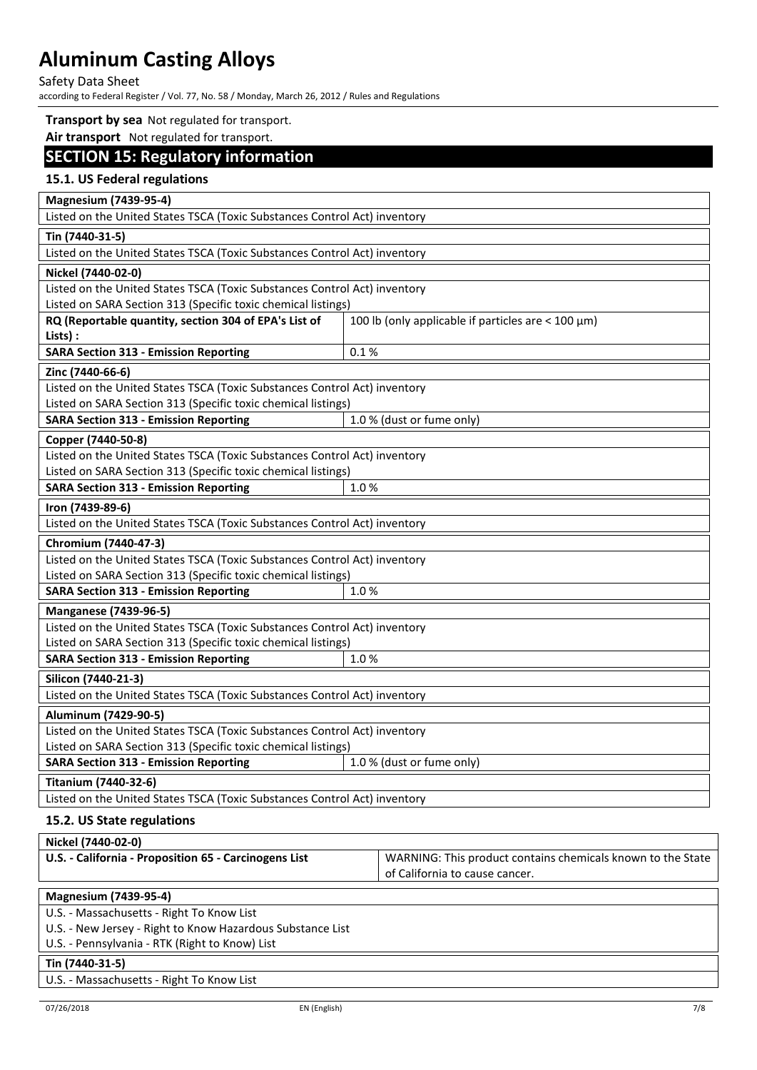**Transport by sea** Not regulated for transport.

**Air transport** Not regulated for transport.

## SECTION 15: Regulatory information

### 15.1. US Federal regulations

| **Magnesium (7439-95-4)** | |
|---|---|
| Listed on the United States TSCA (Toxic Substances Control Act) inventory | |

| **Tin (7440-31-5)** | |
|---|---|
| Listed on the United States TSCA (Toxic Substances Control Act) inventory | |

| **Nickel (7440-02-0)** | |
|---|---|
| Listed on the United States TSCA (Toxic Substances Control Act) inventory | |
| Listed on SARA Section 313 (Specific toxic chemical listings) | |
| **RQ (Reportable quantity, section 304 of EPA's List of Lists) :** | 100 lb (only applicable if particles are < 100 µm) |
| **SARA Section 313 - Emission Reporting** | 0.1 % |

| **Zinc (7440-66-6)** | |
|---|---|
| Listed on the United States TSCA (Toxic Substances Control Act) inventory | |
| Listed on SARA Section 313 (Specific toxic chemical listings) | |
| **SARA Section 313 - Emission Reporting** | 1.0 % (dust or fume only) |

| **Copper (7440-50-8)** | |
|---|---|
| Listed on the United States TSCA (Toxic Substances Control Act) inventory | |
| Listed on SARA Section 313 (Specific toxic chemical listings) | |
| **SARA Section 313 - Emission Reporting** | 1.0 % |

| **Iron (7439-89-6)** | |
|---|---|
| Listed on the United States TSCA (Toxic Substances Control Act) inventory | |

| **Chromium (7440-47-3)** | |
|---|---|
| Listed on the United States TSCA (Toxic Substances Control Act) inventory | |
| Listed on SARA Section 313 (Specific toxic chemical listings) | |
| **SARA Section 313 - Emission Reporting** | 1.0 % |

| **Manganese (7439-96-5)** | |
|---|---|
| Listed on the United States TSCA (Toxic Substances Control Act) inventory | |
| Listed on SARA Section 313 (Specific toxic chemical listings) | |
| **SARA Section 313 - Emission Reporting** | 1.0 % |

| **Silicon (7440-21-3)** | |
|---|---|
| Listed on the United States TSCA (Toxic Substances Control Act) inventory | |

| **Aluminum (7429-90-5)** | |
|---|---|
| Listed on the United States TSCA (Toxic Substances Control Act) inventory | |
| Listed on SARA Section 313 (Specific toxic chemical listings) | |
| **SARA Section 313 - Emission Reporting** | 1.0 % (dust or fume only) |

| **Titanium (7440-32-6)** | |
|---|---|
| Listed on the United States TSCA (Toxic Substances Control Act) inventory | |

### 15.2. US State regulations

| **Nickel (7440-02-0)** | |
|---|---|
| **U.S. - California - Proposition 65 - Carcinogens List** | WARNING: This product contains chemicals known to the State of California to cause cancer. |

| **Magnesium (7439-95-4)** |
|---|
| U.S. - Massachusetts - Right To Know List |
| U.S. - New Jersey - Right to Know Hazardous Substance List |
| U.S. - Pennsylvania - RTK (Right to Know) List |

| **Tin (7440-31-5)** |
|---|
| U.S. - Massachusetts - Right To Know List |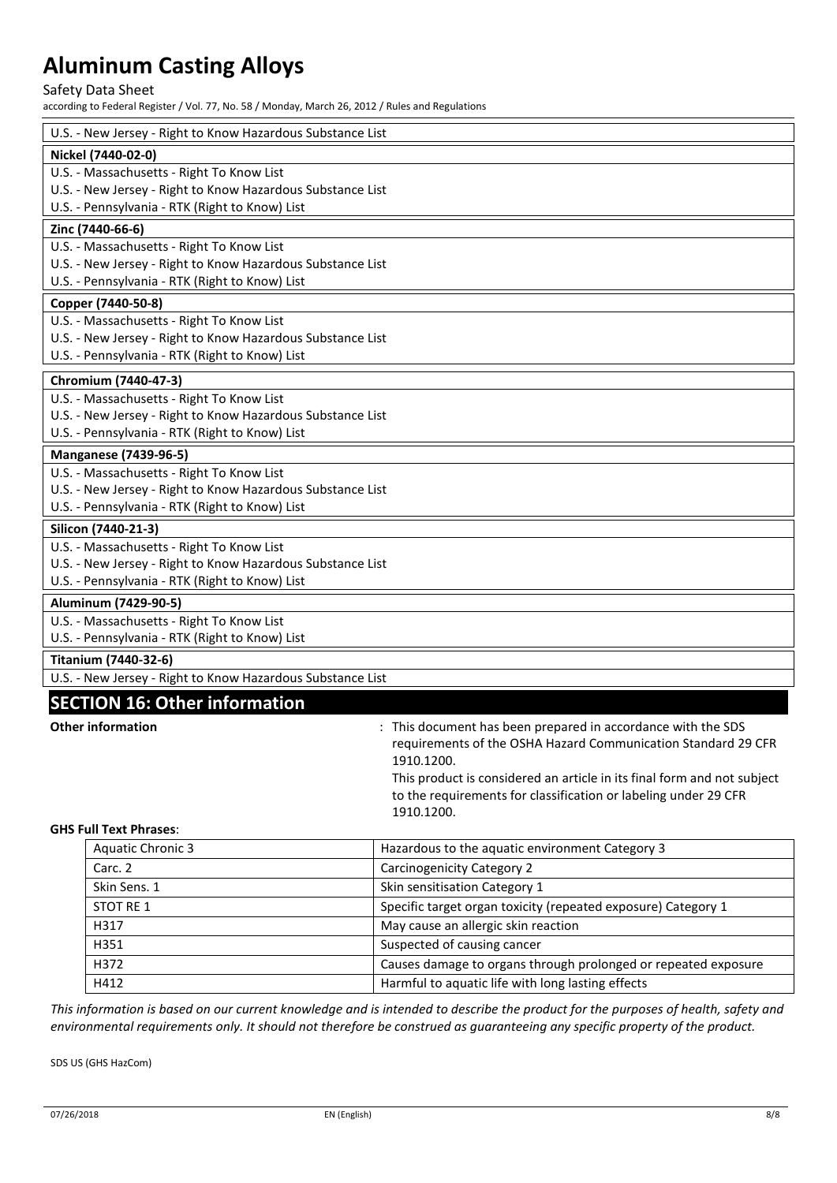U.S. - New Jersey - Right to Know Hazardous Substance List

**Nickel (7440-02-0)**

U.S. - Massachusetts - Right To Know List
U.S. - New Jersey - Right to Know Hazardous Substance List
U.S. - Pennsylvania - RTK (Right to Know) List

**Zinc (7440-66-6)**

U.S. - Massachusetts - Right To Know List
U.S. - New Jersey - Right to Know Hazardous Substance List
U.S. - Pennsylvania - RTK (Right to Know) List

**Copper (7440-50-8)**

U.S. - Massachusetts - Right To Know List
U.S. - New Jersey - Right to Know Hazardous Substance List
U.S. - Pennsylvania - RTK (Right to Know) List

**Chromium (7440-47-3)**

U.S. - Massachusetts - Right To Know List
U.S. - New Jersey - Right to Know Hazardous Substance List
U.S. - Pennsylvania - RTK (Right to Know) List

**Manganese (7439-96-5)**

U.S. - Massachusetts - Right To Know List
U.S. - New Jersey - Right to Know Hazardous Substance List
U.S. - Pennsylvania - RTK (Right to Know) List

**Silicon (7440-21-3)**

U.S. - Massachusetts - Right To Know List
U.S. - New Jersey - Right to Know Hazardous Substance List
U.S. - Pennsylvania - RTK (Right to Know) List

**Aluminum (7429-90-5)**

U.S. - Massachusetts - Right To Know List
U.S. - Pennsylvania - RTK (Right to Know) List

**Titanium (7440-32-6)**

U.S. - New Jersey - Right to Know Hazardous Substance List

## SECTION 16: Other information

**Other information** : This document has been prepared in accordance with the SDS requirements of the OSHA Hazard Communication Standard 29 CFR 1910.1200.
This product is considered an article in its final form and not subject to the requirements for classification or labeling under 29 CFR 1910.1200.

**GHS Full Text Phrases**:

| | |
|---|---|
| Aquatic Chronic 3 | Hazardous to the aquatic environment Category 3 |
| Carc. 2 | Carcinogenicity Category 2 |
| Skin Sens. 1 | Skin sensitisation Category 1 |
| STOT RE 1 | Specific target organ toxicity (repeated exposure) Category 1 |
| H317 | May cause an allergic skin reaction |
| H351 | Suspected of causing cancer |
| H372 | Causes damage to organs through prolonged or repeated exposure |
| H412 | Harmful to aquatic life with long lasting effects |

*This information is based on our current knowledge and is intended to describe the product for the purposes of health, safety and environmental requirements only. It should not therefore be construed as guaranteeing any specific property of the product.*

SDS US (GHS HazCom)